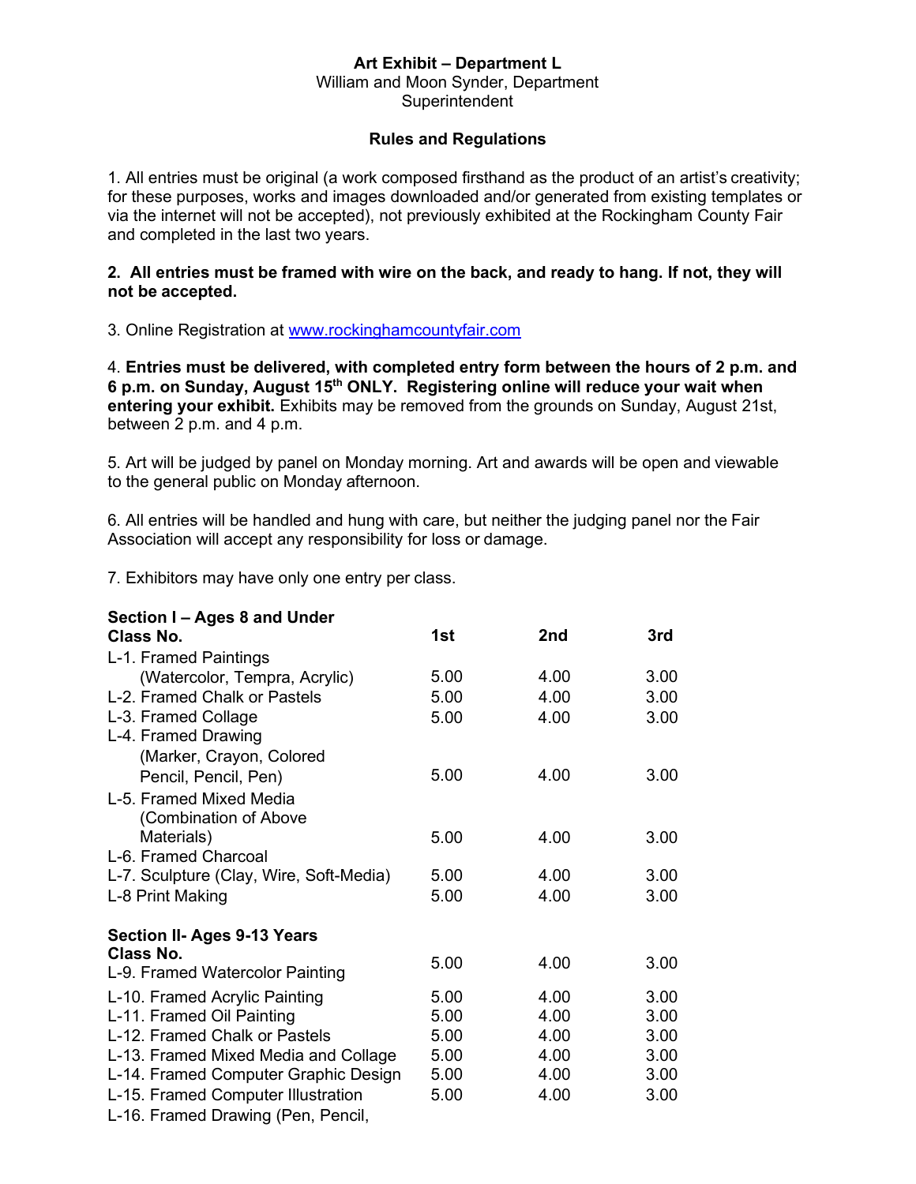# Art Exhibit – Department L

William and Moon Synder, Department Superintendent

## Rules and Regulations

1. All entries must be original (a work composed firsthand as the product of an artist's creativity; for these purposes, works and images downloaded and/or generated from existing templates or via the internet will not be accepted), not previously exhibited at the Rockingham County Fair and completed in the last two years.

**2. All entries must be framed with wire on the back, and ready to hang. If not, they will not be accepted.**

3. Online Registration at [www.rockinghamcountyfair.com](www.rockinghamcountyfair.com)

4. **Entries must be delivered, with completed entry form between the hours of 2 p.m. and 6 p.m. on Sunday, August 15th ONLY. Registering online will reduce your wait when entering your exhibit.** Exhibits may be removed from the grounds on Sunday, August 21st, between 2 p.m. and 4 p.m.

5. Art will be judged by panel on Monday morning. Art and awards will be open and viewable to the general public on Monday afternoon.

6. All entries will be handled and hung with care, but neither the judging panel nor the Fair Association will accept any responsibility for loss or damage.

7. Exhibitors may have only one entry per class.

### Section I – Ages 8 and Under

| Class No. | 1st | 2nd | 3rd |
|---|---|---|---|
| L-1. Framed Paintings (Watercolor, Tempra, Acrylic) | 5.00 | 4.00 | 3.00 |
| L-2. Framed Chalk or Pastels | 5.00 | 4.00 | 3.00 |
| L-3. Framed Collage | 5.00 | 4.00 | 3.00 |
| L-4. Framed Drawing (Marker, Crayon, Colored Pencil, Pencil, Pen) | 5.00 | 4.00 | 3.00 |
| L-5. Framed Mixed Media (Combination of Above Materials) | 5.00 | 4.00 | 3.00 |
| L-6. Framed Charcoal | | | |
| L-7. Sculpture (Clay, Wire, Soft-Media) | 5.00 | 4.00 | 3.00 |
| L-8 Print Making | 5.00 | 4.00 | 3.00 |

### Section II- Ages 9-13 Years

| Class No. | | | |
|---|---|---|---|
| L-9. Framed Watercolor Painting | 5.00 | 4.00 | 3.00 |
| L-10. Framed Acrylic Painting | 5.00 | 4.00 | 3.00 |
| L-11. Framed Oil Painting | 5.00 | 4.00 | 3.00 |
| L-12. Framed Chalk or Pastels | 5.00 | 4.00 | 3.00 |
| L-13. Framed Mixed Media and Collage | 5.00 | 4.00 | 3.00 |
| L-14. Framed Computer Graphic Design | 5.00 | 4.00 | 3.00 |
| L-15. Framed Computer Illustration | 5.00 | 4.00 | 3.00 |
| L-16. Framed Drawing (Pen, Pencil, | | | |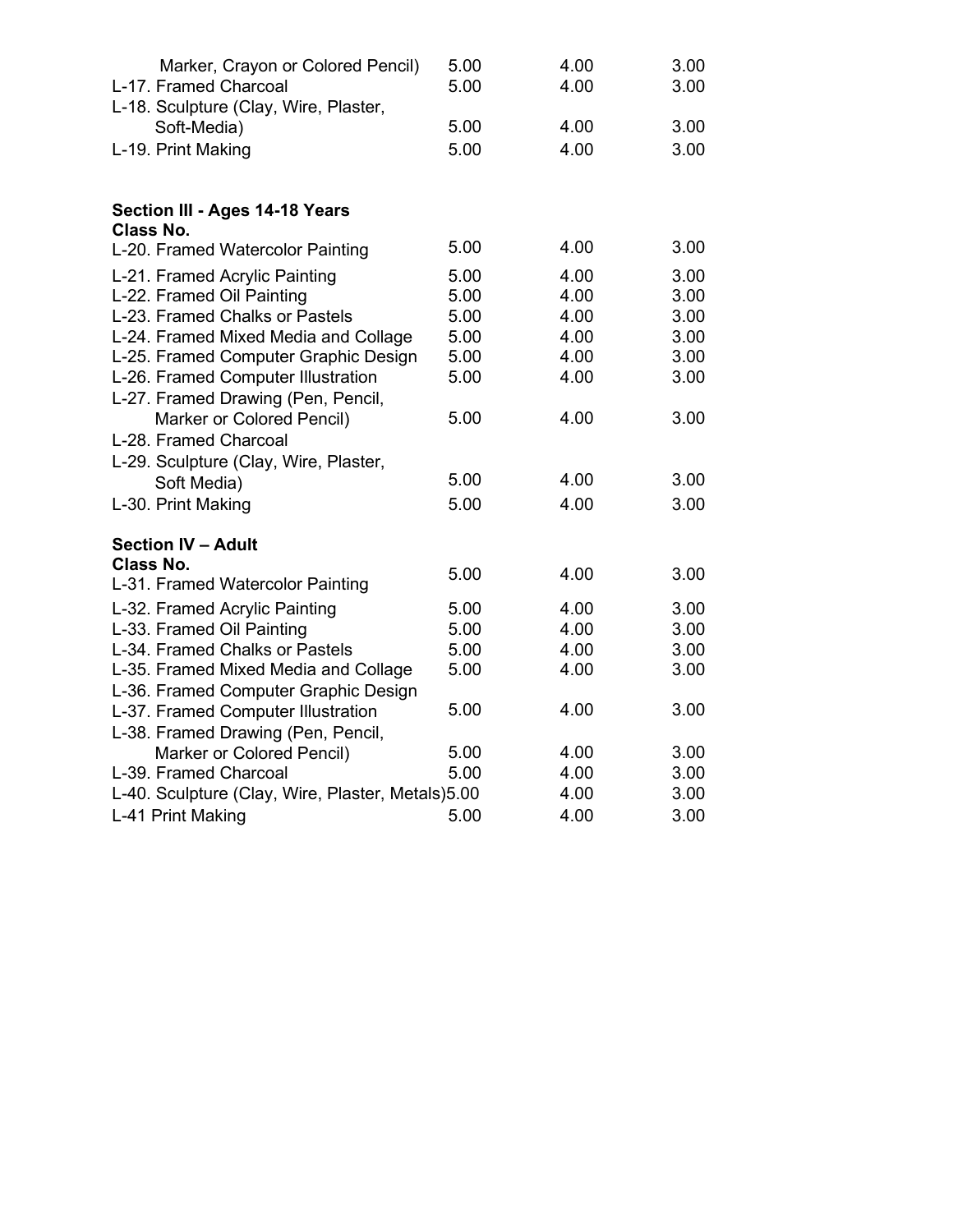| | | | |
|---|---|---|---|
| Marker, Crayon or Colored Pencil) | 5.00 | 4.00 | 3.00 |
| L-17. Framed Charcoal | 5.00 | 4.00 | 3.00 |
| L-18. Sculpture (Clay, Wire, Plaster, Soft-Media) | 5.00 | 4.00 | 3.00 |
| L-19. Print Making | 5.00 | 4.00 | 3.00 |

**Section III - Ages 14-18 Years**

| Class No. | | | |
|---|---|---|---|
| L-20. Framed Watercolor Painting | 5.00 | 4.00 | 3.00 |
| L-21. Framed Acrylic Painting | 5.00 | 4.00 | 3.00 |
| L-22. Framed Oil Painting | 5.00 | 4.00 | 3.00 |
| L-23. Framed Chalks or Pastels | 5.00 | 4.00 | 3.00 |
| L-24. Framed Mixed Media and Collage | 5.00 | 4.00 | 3.00 |
| L-25. Framed Computer Graphic Design | 5.00 | 4.00 | 3.00 |
| L-26. Framed Computer Illustration | 5.00 | 4.00 | 3.00 |
| L-27. Framed Drawing (Pen, Pencil, Marker or Colored Pencil) | 5.00 | 4.00 | 3.00 |
| L-28. Framed Charcoal | | | |
| L-29. Sculpture (Clay, Wire, Plaster, Soft Media) | 5.00 | 4.00 | 3.00 |
| L-30. Print Making | 5.00 | 4.00 | 3.00 |

**Section IV – Adult**

| Class No. | | | |
|---|---|---|---|
| L-31. Framed Watercolor Painting | 5.00 | 4.00 | 3.00 |
| L-32. Framed Acrylic Painting | 5.00 | 4.00 | 3.00 |
| L-33. Framed Oil Painting | 5.00 | 4.00 | 3.00 |
| L-34. Framed Chalks or Pastels | 5.00 | 4.00 | 3.00 |
| L-35. Framed Mixed Media and Collage | 5.00 | 4.00 | 3.00 |
| L-36. Framed Computer Graphic Design | | | |
| L-37. Framed Computer Illustration | 5.00 | 4.00 | 3.00 |
| L-38. Framed Drawing (Pen, Pencil, Marker or Colored Pencil) | 5.00 | 4.00 | 3.00 |
| L-39. Framed Charcoal | 5.00 | 4.00 | 3.00 |
| L-40. Sculpture (Clay, Wire, Plaster, Metals) | 5.00 | 4.00 | 3.00 |
| L-41 Print Making | 5.00 | 4.00 | 3.00 |